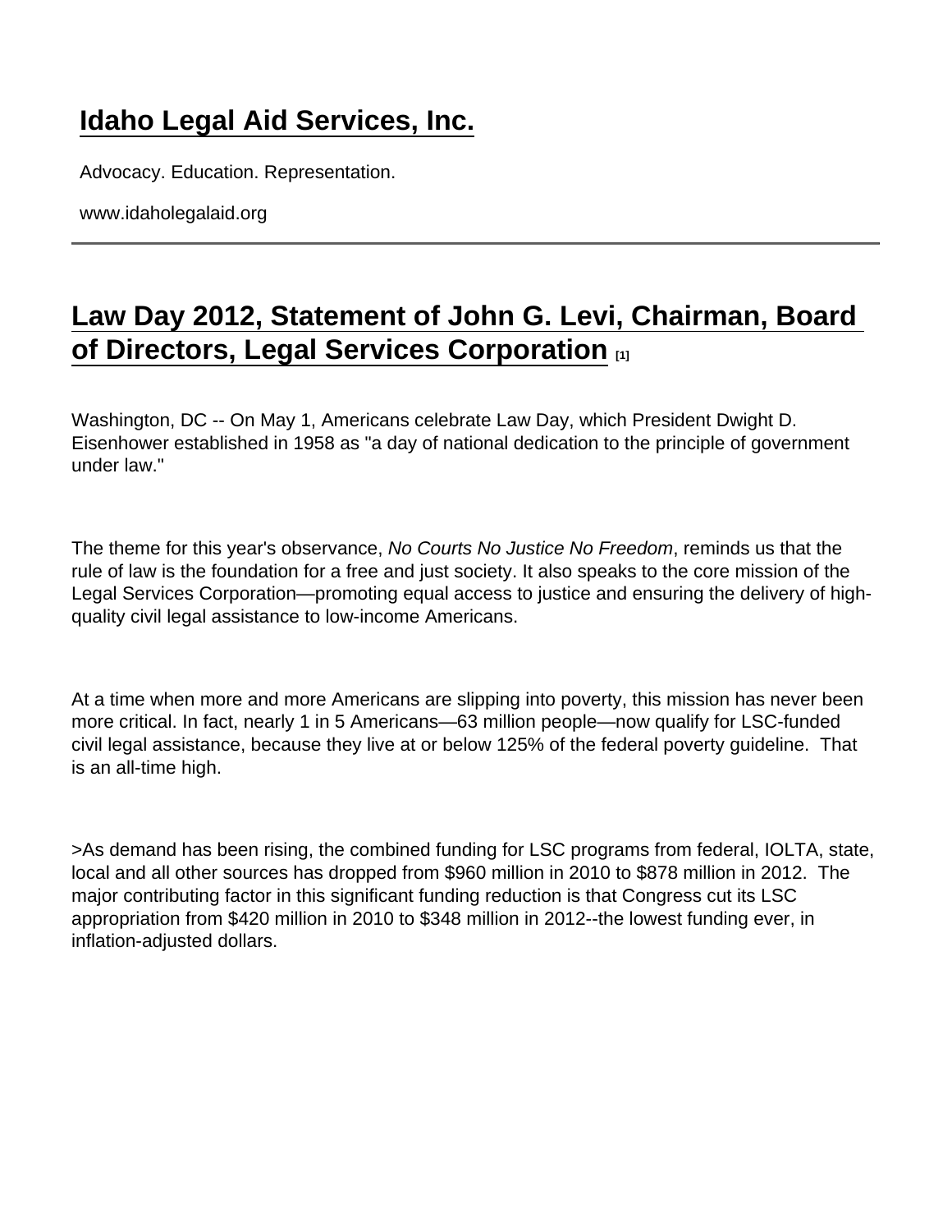# Idaho Legal Aid Services, Inc.

Advocacy. Education. Representation.

www.idaholegalaid.org

## Law Day 2012, Statement of John G. Levi, Chairman, Board of Directors, Legal Services Corporation [1]

Washington, DC -- On May 1, Americans celebrate Law Day, which President Dwight D. Eisenhower established in 1958 as "a day of national dedication to the principle of government under law."

The theme for this year's observance, *No Courts No Justice No Freedom*, reminds us that the rule of law is the foundation for a free and just society. It also speaks to the core mission of the Legal Services Corporation—promoting equal access to justice and ensuring the delivery of high-quality civil legal assistance to low-income Americans.

At a time when more and more Americans are slipping into poverty, this mission has never been more critical. In fact, nearly 1 in 5 Americans—63 million people—now qualify for LSC-funded civil legal assistance, because they live at or below 125% of the federal poverty guideline. That is an all-time high.

>As demand has been rising, the combined funding for LSC programs from federal, IOLTA, state, local and all other sources has dropped from $960 million in 2010 to $878 million in 2012. The major contributing factor in this significant funding reduction is that Congress cut its LSC appropriation from $420 million in 2010 to $348 million in 2012--the lowest funding ever, in inflation-adjusted dollars.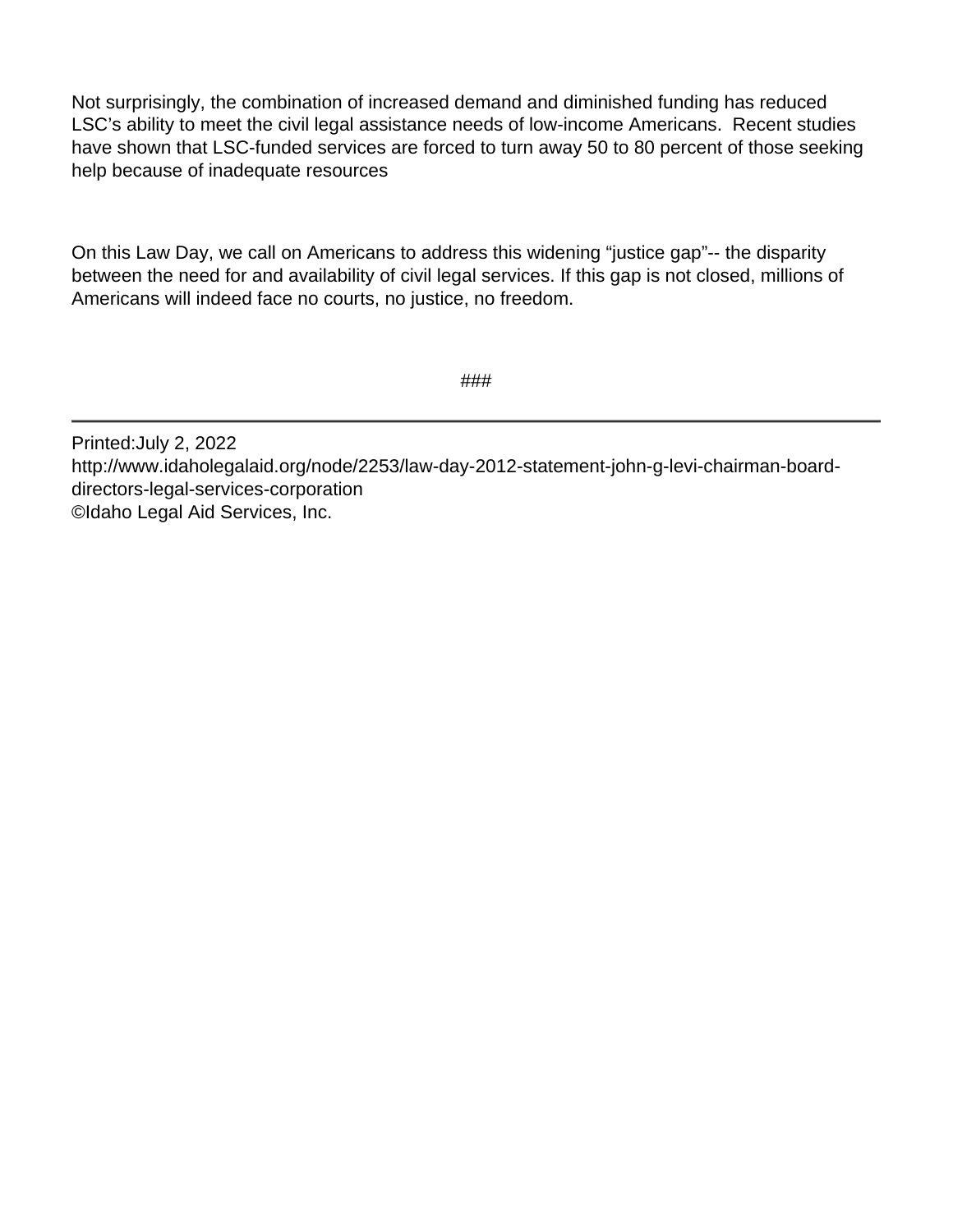Not surprisingly, the combination of increased demand and diminished funding has reduced LSC's ability to meet the civil legal assistance needs of low-income Americans. Recent studies have shown that LSC-funded services are forced to turn away 50 to 80 percent of those seeking help because of inadequate resources

On this Law Day, we call on Americans to address this widening "justice gap"-- the disparity between the need for and availability of civil legal services. If this gap is not closed, millions of Americans will indeed face no courts, no justice, no freedom.

###

---

Printed:July 2, 2022
http://www.idaholegalaid.org/node/2253/law-day-2012-statement-john-g-levi-chairman-board-directors-legal-services-corporation
©Idaho Legal Aid Services, Inc.